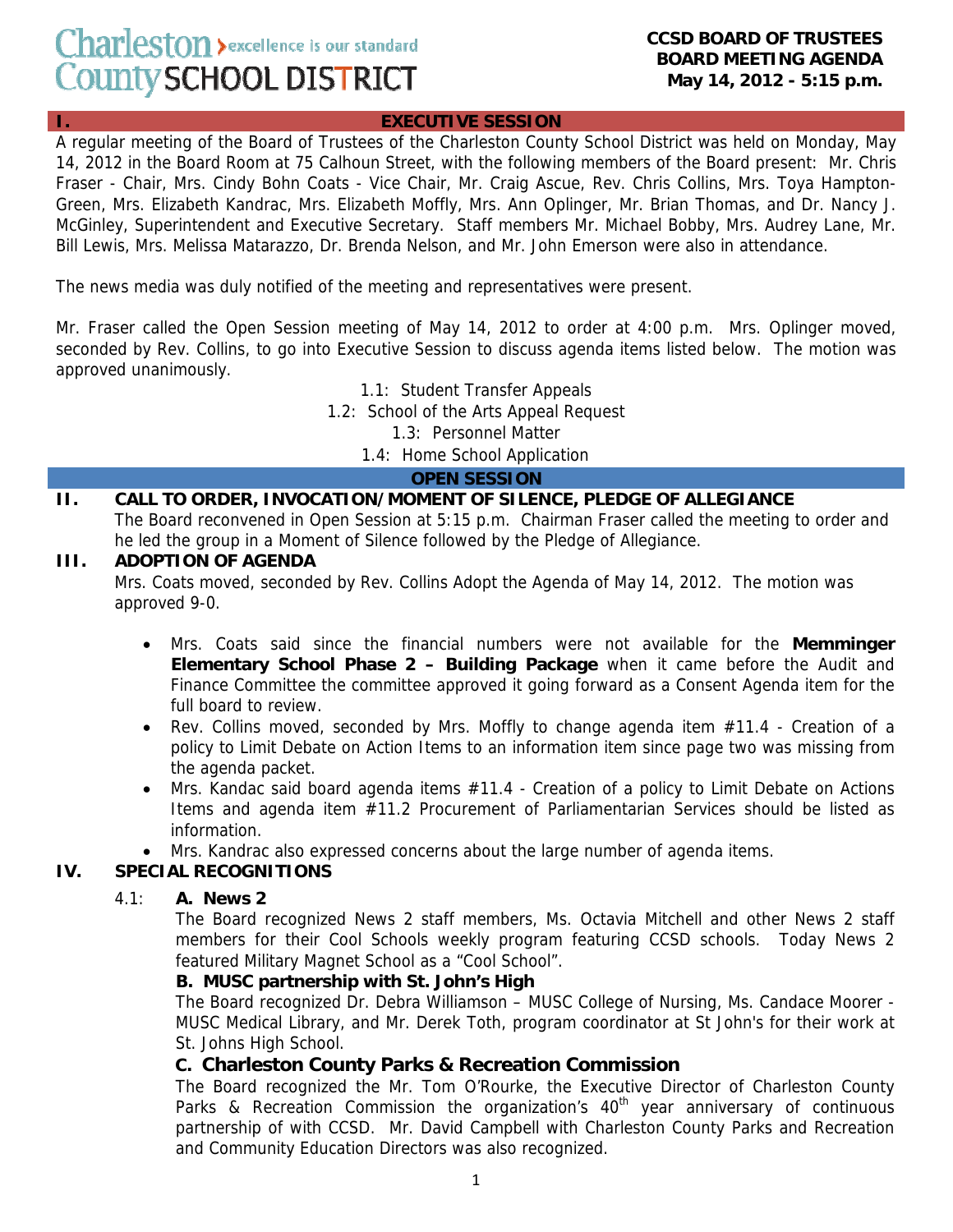Charleston County SCHOOL DISTRICT — excellence is our standard

**CCSD BOARD OF TRUSTEES**
**BOARD MEETING AGENDA**
**May 14, 2012 - 5:15 p.m.**

## I. EXECUTIVE SESSION

A regular meeting of the Board of Trustees of the Charleston County School District was held on Monday, May 14, 2012 in the Board Room at 75 Calhoun Street, with the following members of the Board present: Mr. Chris Fraser - Chair, Mrs. Cindy Bohn Coats - Vice Chair, Mr. Craig Ascue, Rev. Chris Collins, Mrs. Toya Hampton-Green, Mrs. Elizabeth Kandrac, Mrs. Elizabeth Moffly, Mrs. Ann Oplinger, Mr. Brian Thomas, and Dr. Nancy J. McGinley, Superintendent and Executive Secretary. Staff members Mr. Michael Bobby, Mrs. Audrey Lane, Mr. Bill Lewis, Mrs. Melissa Matarazzo, Dr. Brenda Nelson, and Mr. John Emerson were also in attendance.

The news media was duly notified of the meeting and representatives were present.

Mr. Fraser called the Open Session meeting of May 14, 2012 to order at 4:00 p.m. Mrs. Oplinger moved, seconded by Rev. Collins, to go into Executive Session to discuss agenda items listed below. The motion was approved unanimously.

1.1: Student Transfer Appeals
1.2: School of the Arts Appeal Request
1.3: Personnel Matter
1.4: Home School Application

## OPEN SESSION

## II. CALL TO ORDER, INVOCATION/MOMENT OF SILENCE, PLEDGE OF ALLEGIANCE

The Board reconvened in Open Session at 5:15 p.m. Chairman Fraser called the meeting to order and he led the group in a Moment of Silence followed by the Pledge of Allegiance.

## III. ADOPTION OF AGENDA

Mrs. Coats moved, seconded by Rev. Collins Adopt the Agenda of May 14, 2012. The motion was approved 9-0.

- Mrs. Coats said since the financial numbers were not available for the **Memminger Elementary School Phase 2 – Building Package** when it came before the Audit and Finance Committee the committee approved it going forward as a Consent Agenda item for the full board to review.
- Rev. Collins moved, seconded by Mrs. Moffly to change agenda item #11.4 - Creation of a policy to Limit Debate on Action Items to an information item since page two was missing from the agenda packet.
- Mrs. Kandac said board agenda items #11.4 - Creation of a policy to Limit Debate on Actions Items and agenda item #11.2 Procurement of Parliamentarian Services should be listed as information.
- Mrs. Kandrac also expressed concerns about the large number of agenda items.

## IV. SPECIAL RECOGNITIONS

4.1: **A. News 2**

The Board recognized News 2 staff members, Ms. Octavia Mitchell and other News 2 staff members for their Cool Schools weekly program featuring CCSD schools. Today News 2 featured Military Magnet School as a "Cool School".

**B. MUSC partnership with St. John's High**

The Board recognized Dr. Debra Williamson – MUSC College of Nursing, Ms. Candace Moorer - MUSC Medical Library, and Mr. Derek Toth, program coordinator at St John's for their work at St. Johns High School.

**C. Charleston County Parks & Recreation Commission**

The Board recognized the Mr. Tom O'Rourke, the Executive Director of Charleston County Parks & Recreation Commission the organization's 40th year anniversary of continuous partnership of with CCSD. Mr. David Campbell with Charleston County Parks and Recreation and Community Education Directors was also recognized.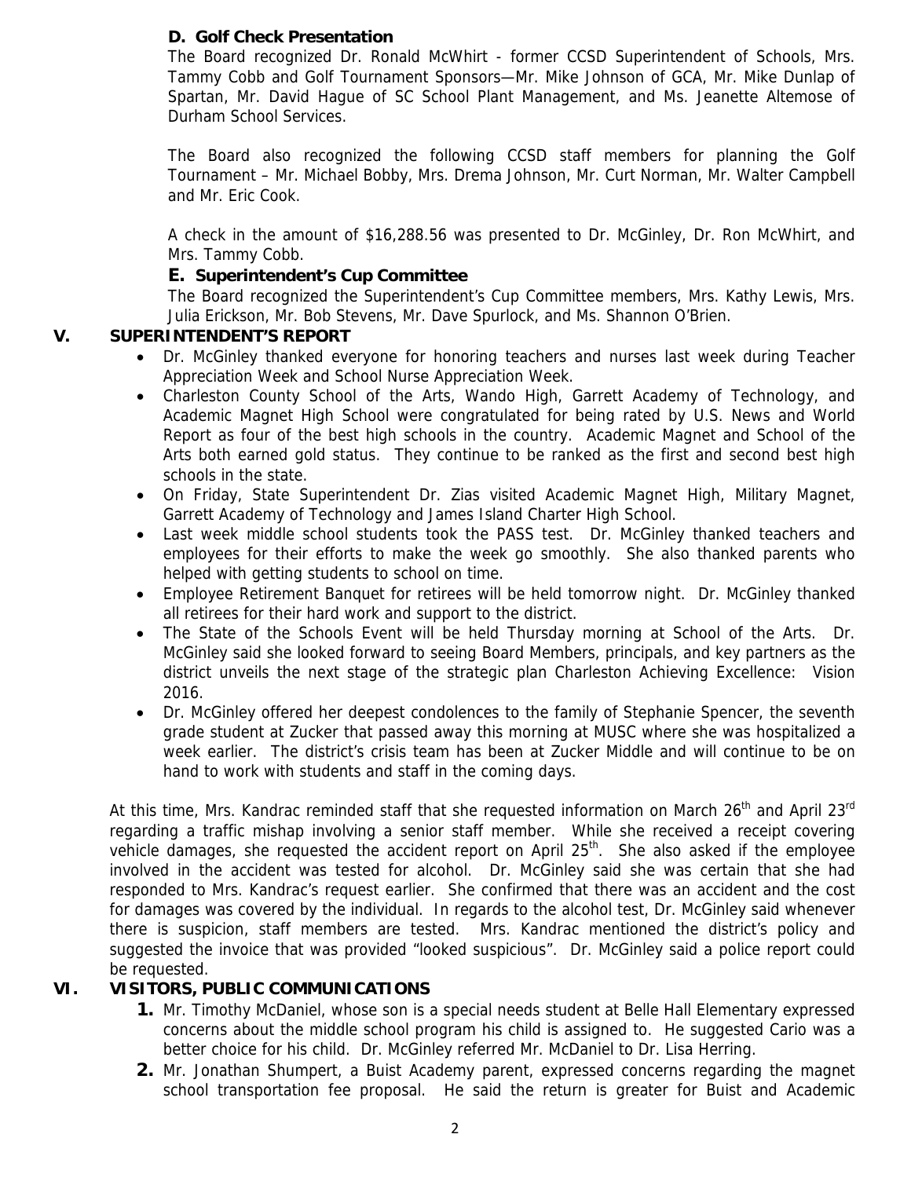### D. Golf Check Presentation

The Board recognized Dr. Ronald McWhirt - former CCSD Superintendent of Schools, Mrs. Tammy Cobb and Golf Tournament Sponsors—Mr. Mike Johnson of GCA, Mr. Mike Dunlap of Spartan, Mr. David Hague of SC School Plant Management, and Ms. Jeanette Altemose of Durham School Services.

The Board also recognized the following CCSD staff members for planning the Golf Tournament – Mr. Michael Bobby, Mrs. Drema Johnson, Mr. Curt Norman, Mr. Walter Campbell and Mr. Eric Cook.

A check in the amount of $16,288.56 was presented to Dr. McGinley, Dr. Ron McWhirt, and Mrs. Tammy Cobb.

### E. Superintendent's Cup Committee

The Board recognized the Superintendent's Cup Committee members, Mrs. Kathy Lewis, Mrs. Julia Erickson, Mr. Bob Stevens, Mr. Dave Spurlock, and Ms. Shannon O'Brien.

## V. SUPERINTENDENT'S REPORT

- Dr. McGinley thanked everyone for honoring teachers and nurses last week during Teacher Appreciation Week and School Nurse Appreciation Week.
- Charleston County School of the Arts, Wando High, Garrett Academy of Technology, and Academic Magnet High School were congratulated for being rated by U.S. News and World Report as four of the best high schools in the country. Academic Magnet and School of the Arts both earned gold status. They continue to be ranked as the first and second best high schools in the state.
- On Friday, State Superintendent Dr. Zias visited Academic Magnet High, Military Magnet, Garrett Academy of Technology and James Island Charter High School.
- Last week middle school students took the PASS test. Dr. McGinley thanked teachers and employees for their efforts to make the week go smoothly. She also thanked parents who helped with getting students to school on time.
- Employee Retirement Banquet for retirees will be held tomorrow night. Dr. McGinley thanked all retirees for their hard work and support to the district.
- The State of the Schools Event will be held Thursday morning at School of the Arts. Dr. McGinley said she looked forward to seeing Board Members, principals, and key partners as the district unveils the next stage of the strategic plan Charleston Achieving Excellence: Vision 2016.
- Dr. McGinley offered her deepest condolences to the family of Stephanie Spencer, the seventh grade student at Zucker that passed away this morning at MUSC where she was hospitalized a week earlier. The district's crisis team has been at Zucker Middle and will continue to be on hand to work with students and staff in the coming days.

At this time, Mrs. Kandrac reminded staff that she requested information on March 26th and April 23rd regarding a traffic mishap involving a senior staff member. While she received a receipt covering vehicle damages, she requested the accident report on April 25th. She also asked if the employee involved in the accident was tested for alcohol. Dr. McGinley said she was certain that she had responded to Mrs. Kandrac's request earlier. She confirmed that there was an accident and the cost for damages was covered by the individual. In regards to the alcohol test, Dr. McGinley said whenever there is suspicion, staff members are tested. Mrs. Kandrac mentioned the district's policy and suggested the invoice that was provided "looked suspicious". Dr. McGinley said a police report could be requested.

## VI. VISITORS, PUBLIC COMMUNICATIONS

1. Mr. Timothy McDaniel, whose son is a special needs student at Belle Hall Elementary expressed concerns about the middle school program his child is assigned to. He suggested Cario was a better choice for his child. Dr. McGinley referred Mr. McDaniel to Dr. Lisa Herring.
2. Mr. Jonathan Shumpert, a Buist Academy parent, expressed concerns regarding the magnet school transportation fee proposal. He said the return is greater for Buist and Academic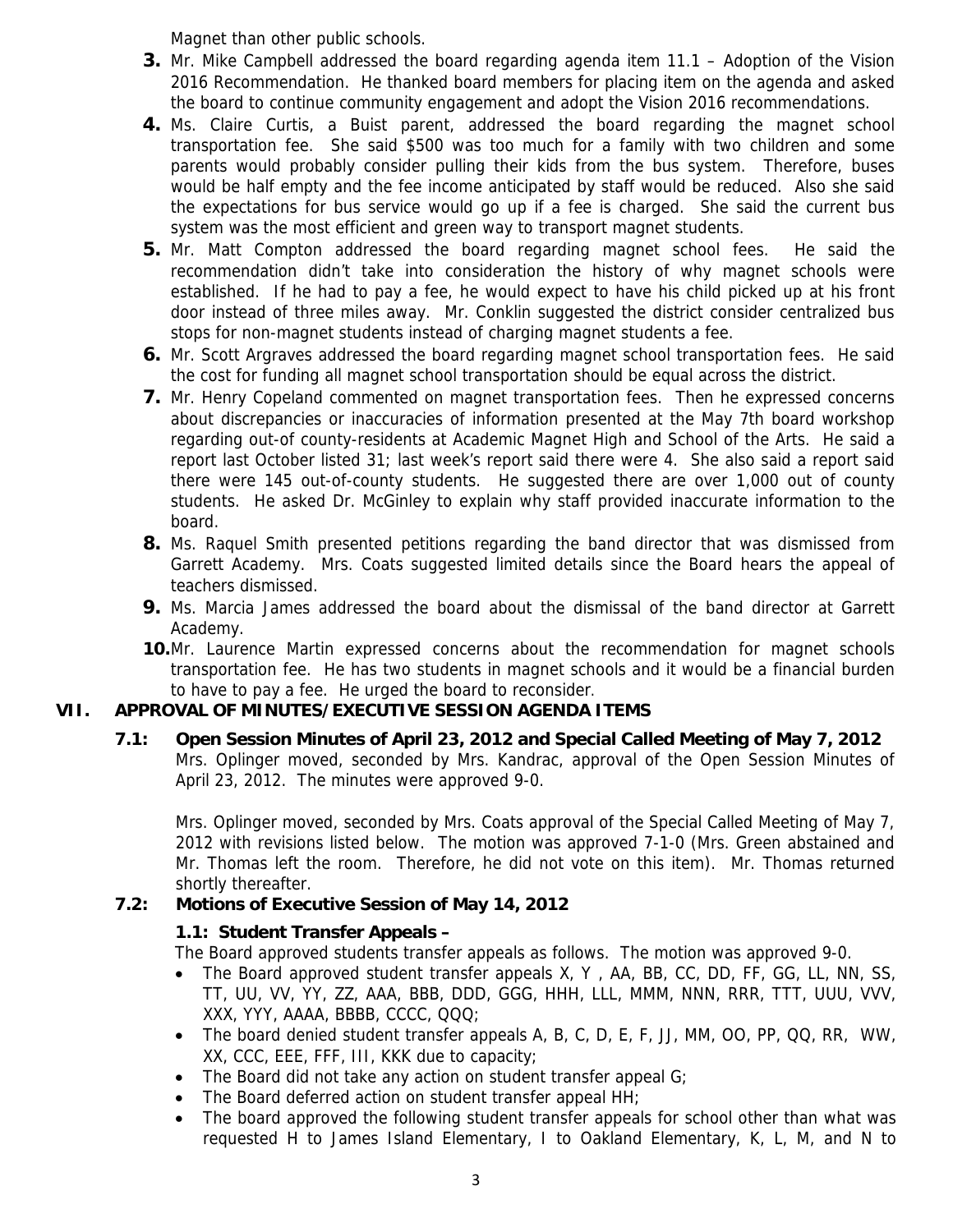Magnet than other public schools.

3. Mr. Mike Campbell addressed the board regarding agenda item 11.1 – Adoption of the Vision 2016 Recommendation. He thanked board members for placing item on the agenda and asked the board to continue community engagement and adopt the Vision 2016 recommendations.
4. Ms. Claire Curtis, a Buist parent, addressed the board regarding the magnet school transportation fee. She said $500 was too much for a family with two children and some parents would probably consider pulling their kids from the bus system. Therefore, buses would be half empty and the fee income anticipated by staff would be reduced. Also she said the expectations for bus service would go up if a fee is charged. She said the current bus system was the most efficient and green way to transport magnet students.
5. Mr. Matt Compton addressed the board regarding magnet school fees. He said the recommendation didn't take into consideration the history of why magnet schools were established. If he had to pay a fee, he would expect to have his child picked up at his front door instead of three miles away. Mr. Conklin suggested the district consider centralized bus stops for non-magnet students instead of charging magnet students a fee.
6. Mr. Scott Argraves addressed the board regarding magnet school transportation fees. He said the cost for funding all magnet school transportation should be equal across the district.
7. Mr. Henry Copeland commented on magnet transportation fees. Then he expressed concerns about discrepancies or inaccuracies of information presented at the May 7th board workshop regarding out-of county-residents at Academic Magnet High and School of the Arts. He said a report last October listed 31; last week's report said there were 4. She also said a report said there were 145 out-of-county students. He suggested there are over 1,000 out of county students. He asked Dr. McGinley to explain why staff provided inaccurate information to the board.
8. Ms. Raquel Smith presented petitions regarding the band director that was dismissed from Garrett Academy. Mrs. Coats suggested limited details since the Board hears the appeal of teachers dismissed.
9. Ms. Marcia James addressed the board about the dismissal of the band director at Garrett Academy.
10. Mr. Laurence Martin expressed concerns about the recommendation for magnet schools transportation fee. He has two students in magnet schools and it would be a financial burden to have to pay a fee. He urged the board to reconsider.

## VII. APPROVAL OF MINUTES/EXECUTIVE SESSION AGENDA ITEMS

### 7.1: Open Session Minutes of April 23, 2012 and Special Called Meeting of May 7, 2012

Mrs. Oplinger moved, seconded by Mrs. Kandrac, approval of the Open Session Minutes of April 23, 2012. The minutes were approved 9-0.

Mrs. Oplinger moved, seconded by Mrs. Coats approval of the Special Called Meeting of May 7, 2012 with revisions listed below. The motion was approved 7-1-0 (Mrs. Green abstained and Mr. Thomas left the room. Therefore, he did not vote on this item). Mr. Thomas returned shortly thereafter.

### 7.2: Motions of Executive Session of May 14, 2012

**1.1: Student Transfer Appeals –**

The Board approved students transfer appeals as follows. The motion was approved 9-0.

- The Board approved student transfer appeals X, Y , AA, BB, CC, DD, FF, GG, LL, NN, SS, TT, UU, VV, YY, ZZ, AAA, BBB, DDD, GGG, HHH, LLL, MMM, NNN, RRR, TTT, UUU, VVV, XXX, YYY, AAAA, BBBB, CCCC, QQQ;
- The board denied student transfer appeals A, B, C, D, E, F, JJ, MM, OO, PP, QQ, RR, WW, XX, CCC, EEE, FFF, III, KKK due to capacity;
- The Board did not take any action on student transfer appeal G;
- The Board deferred action on student transfer appeal HH;
- The board approved the following student transfer appeals for school other than what was requested H to James Island Elementary, I to Oakland Elementary, K, L, M, and N to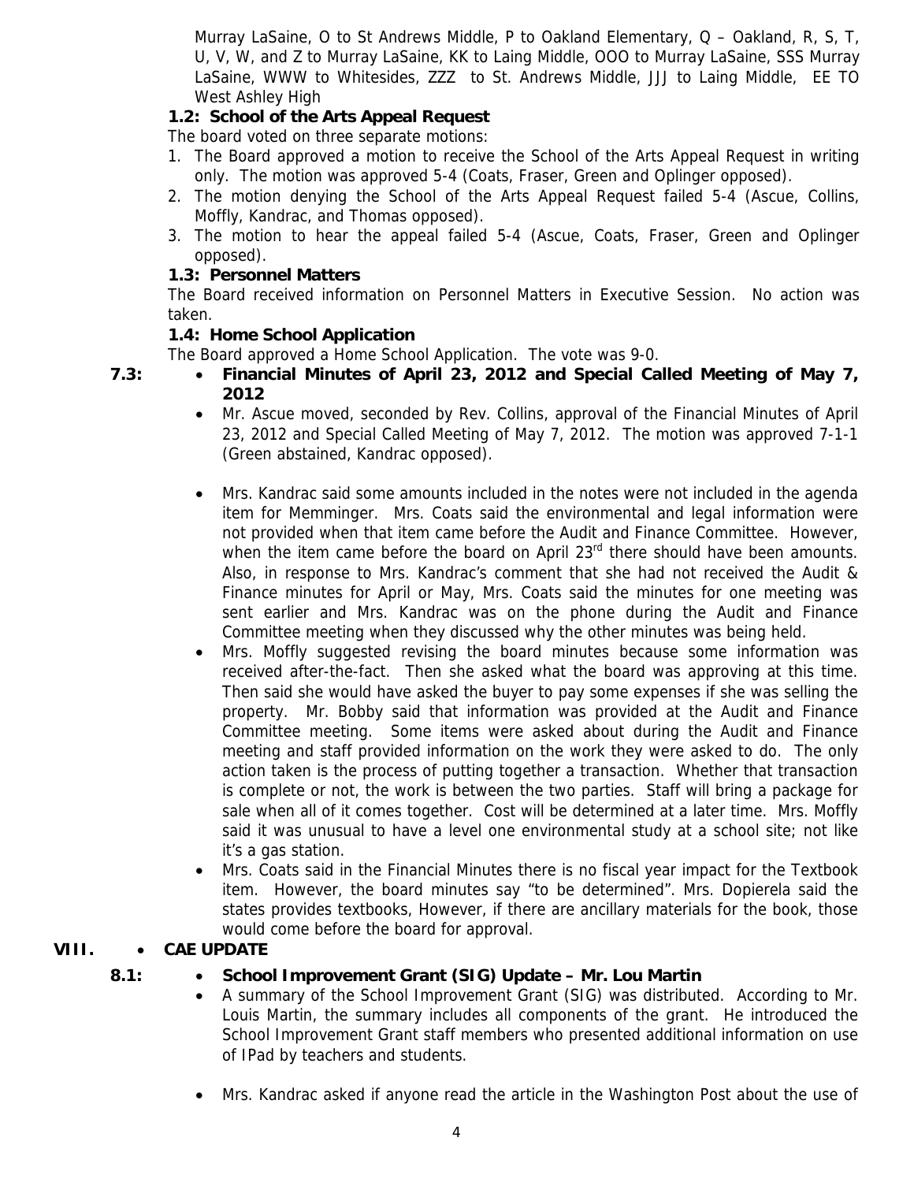Murray LaSaine, O to St Andrews Middle, P to Oakland Elementary, Q – Oakland, R, S, T, U, V, W, and Z to Murray LaSaine, KK to Laing Middle, OOO to Murray LaSaine, SSS Murray LaSaine, WWW to Whitesides, ZZZ to St. Andrews Middle, JJJ to Laing Middle, EE TO West Ashley High

**1.2: School of the Arts Appeal Request**

The board voted on three separate motions:

1. The Board approved a motion to receive the School of the Arts Appeal Request in writing only. The motion was approved 5-4 (Coats, Fraser, Green and Oplinger opposed).
2. The motion denying the School of the Arts Appeal Request failed 5-4 (Ascue, Collins, Moffly, Kandrac, and Thomas opposed).
3. The motion to hear the appeal failed 5-4 (Ascue, Coats, Fraser, Green and Oplinger opposed).

**1.3: Personnel Matters**

The Board received information on Personnel Matters in Executive Session. No action was taken.

**1.4: Home School Application**

The Board approved a Home School Application. The vote was 9-0.

**7.3:**

- **Financial Minutes of April 23, 2012 and Special Called Meeting of May 7, 2012**
- Mr. Ascue moved, seconded by Rev. Collins, approval of the Financial Minutes of April 23, 2012 and Special Called Meeting of May 7, 2012. The motion was approved 7-1-1 (Green abstained, Kandrac opposed).
- Mrs. Kandrac said some amounts included in the notes were not included in the agenda item for Memminger. Mrs. Coats said the environmental and legal information were not provided when that item came before the Audit and Finance Committee. However, when the item came before the board on April 23rd there should have been amounts. Also, in response to Mrs. Kandrac's comment that she had not received the Audit & Finance minutes for April or May, Mrs. Coats said the minutes for one meeting was sent earlier and Mrs. Kandrac was on the phone during the Audit and Finance Committee meeting when they discussed why the other minutes was being held.
- Mrs. Moffly suggested revising the board minutes because some information was received after-the-fact. Then she asked what the board was approving at this time. Then said she would have asked the buyer to pay some expenses if she was selling the property. Mr. Bobby said that information was provided at the Audit and Finance Committee meeting. Some items were asked about during the Audit and Finance meeting and staff provided information on the work they were asked to do. The only action taken is the process of putting together a transaction. Whether that transaction is complete or not, the work is between the two parties. Staff will bring a package for sale when all of it comes together. Cost will be determined at a later time. Mrs. Moffly said it was unusual to have a level one environmental study at a school site; not like it's a gas station.
- Mrs. Coats said in the Financial Minutes there is no fiscal year impact for the Textbook item. However, the board minutes say "to be determined". Mrs. Dopierela said the states provides textbooks, However, if there are ancillary materials for the book, those would come before the board for approval.

**VIII.**

- **CAE UPDATE**

**8.1:**

- **School Improvement Grant (SIG) Update – Mr. Lou Martin**
- A summary of the School Improvement Grant (SIG) was distributed. According to Mr. Louis Martin, the summary includes all components of the grant. He introduced the School Improvement Grant staff members who presented additional information on use of IPad by teachers and students.
- Mrs. Kandrac asked if anyone read the article in the Washington Post about the use of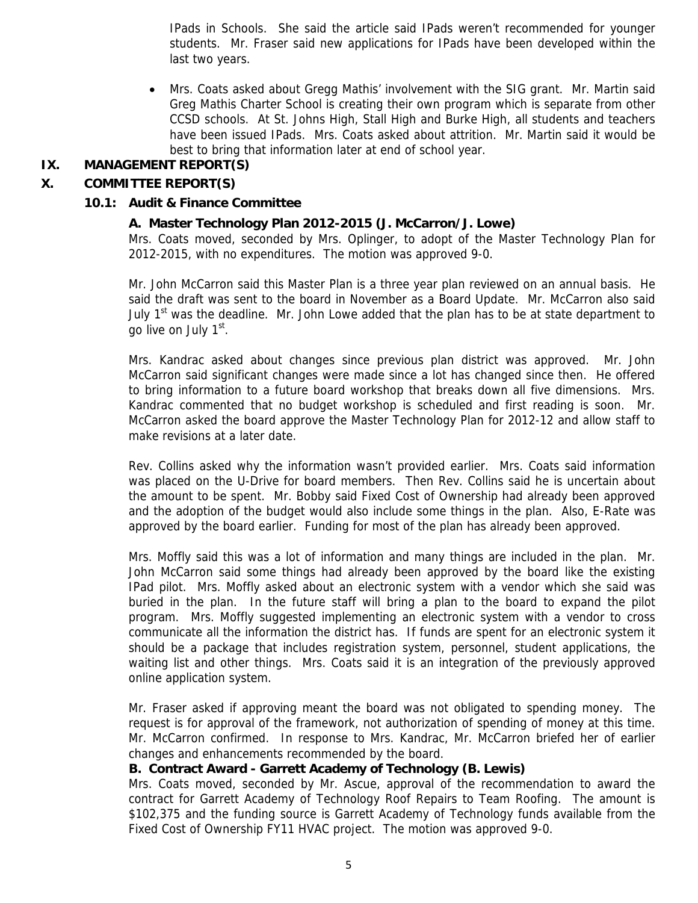IPads in Schools. She said the article said IPads weren't recommended for younger students. Mr. Fraser said new applications for IPads have been developed within the last two years.

- Mrs. Coats asked about Gregg Mathis' involvement with the SIG grant. Mr. Martin said Greg Mathis Charter School is creating their own program which is separate from other CCSD schools. At St. Johns High, Stall High and Burke High, all students and teachers have been issued IPads. Mrs. Coats asked about attrition. Mr. Martin said it would be best to bring that information later at end of school year.

## IX. MANAGEMENT REPORT(S)

## X. COMMITTEE REPORT(S)

### 10.1: Audit & Finance Committee

**A. Master Technology Plan 2012-2015 (J. McCarron/J. Lowe)**

Mrs. Coats moved, seconded by Mrs. Oplinger, to adopt of the Master Technology Plan for 2012-2015, with no expenditures. The motion was approved 9-0.

Mr. John McCarron said this Master Plan is a three year plan reviewed on an annual basis. He said the draft was sent to the board in November as a Board Update. Mr. McCarron also said July 1st was the deadline. Mr. John Lowe added that the plan has to be at state department to go live on July 1st.

Mrs. Kandrac asked about changes since previous plan district was approved. Mr. John McCarron said significant changes were made since a lot has changed since then. He offered to bring information to a future board workshop that breaks down all five dimensions. Mrs. Kandrac commented that no budget workshop is scheduled and first reading is soon. Mr. McCarron asked the board approve the Master Technology Plan for 2012-12 and allow staff to make revisions at a later date.

Rev. Collins asked why the information wasn't provided earlier. Mrs. Coats said information was placed on the U-Drive for board members. Then Rev. Collins said he is uncertain about the amount to be spent. Mr. Bobby said Fixed Cost of Ownership had already been approved and the adoption of the budget would also include some things in the plan. Also, E-Rate was approved by the board earlier. Funding for most of the plan has already been approved.

Mrs. Moffly said this was a lot of information and many things are included in the plan. Mr. John McCarron said some things had already been approved by the board like the existing IPad pilot. Mrs. Moffly asked about an electronic system with a vendor which she said was buried in the plan. In the future staff will bring a plan to the board to expand the pilot program. Mrs. Moffly suggested implementing an electronic system with a vendor to cross communicate all the information the district has. If funds are spent for an electronic system it should be a package that includes registration system, personnel, student applications, the waiting list and other things. Mrs. Coats said it is an integration of the previously approved online application system.

Mr. Fraser asked if approving meant the board was not obligated to spending money. The request is for approval of the framework, not authorization of spending of money at this time. Mr. McCarron confirmed. In response to Mrs. Kandrac, Mr. McCarron briefed her of earlier changes and enhancements recommended by the board.

**B. Contract Award - Garrett Academy of Technology (B. Lewis)**

Mrs. Coats moved, seconded by Mr. Ascue, approval of the recommendation to award the contract for Garrett Academy of Technology Roof Repairs to Team Roofing. The amount is $102,375 and the funding source is Garrett Academy of Technology funds available from the Fixed Cost of Ownership FY11 HVAC project. The motion was approved 9-0.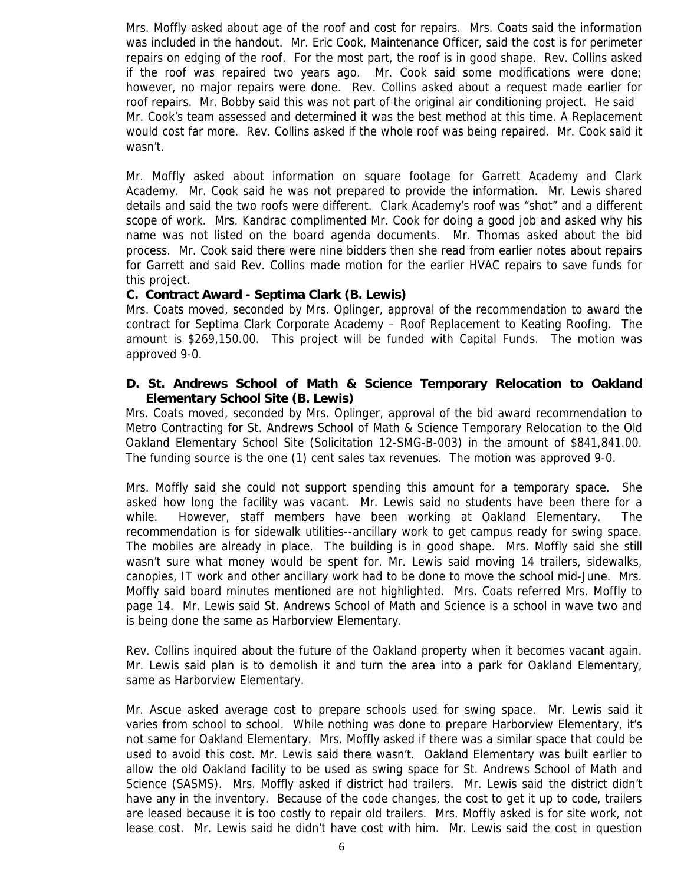Mrs. Moffly asked about age of the roof and cost for repairs. Mrs. Coats said the information was included in the handout. Mr. Eric Cook, Maintenance Officer, said the cost is for perimeter repairs on edging of the roof. For the most part, the roof is in good shape. Rev. Collins asked if the roof was repaired two years ago. Mr. Cook said some modifications were done; however, no major repairs were done. Rev. Collins asked about a request made earlier for roof repairs. Mr. Bobby said this was not part of the original air conditioning project. He said Mr. Cook's team assessed and determined it was the best method at this time. A Replacement would cost far more. Rev. Collins asked if the whole roof was being repaired. Mr. Cook said it wasn't.

Mr. Moffly asked about information on square footage for Garrett Academy and Clark Academy. Mr. Cook said he was not prepared to provide the information. Mr. Lewis shared details and said the two roofs were different. Clark Academy's roof was "shot" and a different scope of work. Mrs. Kandrac complimented Mr. Cook for doing a good job and asked why his name was not listed on the board agenda documents. Mr. Thomas asked about the bid process. Mr. Cook said there were nine bidders then she read from earlier notes about repairs for Garrett and said Rev. Collins made motion for the earlier HVAC repairs to save funds for this project.

**C. Contract Award - Septima Clark (B. Lewis)**

Mrs. Coats moved, seconded by Mrs. Oplinger, approval of the recommendation to award the contract for Septima Clark Corporate Academy – Roof Replacement to Keating Roofing. The amount is $269,150.00. This project will be funded with Capital Funds. The motion was approved 9-0.

**D. St. Andrews School of Math & Science Temporary Relocation to Oakland Elementary School Site (B. Lewis)**

Mrs. Coats moved, seconded by Mrs. Oplinger, approval of the bid award recommendation to Metro Contracting for St. Andrews School of Math & Science Temporary Relocation to the Old Oakland Elementary School Site (Solicitation 12-SMG-B-003) in the amount of $841,841.00. The funding source is the one (1) cent sales tax revenues. The motion was approved 9-0.

Mrs. Moffly said she could not support spending this amount for a temporary space. She asked how long the facility was vacant. Mr. Lewis said no students have been there for a while. However, staff members have been working at Oakland Elementary. The recommendation is for sidewalk utilities--ancillary work to get campus ready for swing space. The mobiles are already in place. The building is in good shape. Mrs. Moffly said she still wasn't sure what money would be spent for. Mr. Lewis said moving 14 trailers, sidewalks, canopies, IT work and other ancillary work had to be done to move the school mid-June. Mrs. Moffly said board minutes mentioned are not highlighted. Mrs. Coats referred Mrs. Moffly to page 14. Mr. Lewis said St. Andrews School of Math and Science is a school in wave two and is being done the same as Harborview Elementary.

Rev. Collins inquired about the future of the Oakland property when it becomes vacant again. Mr. Lewis said plan is to demolish it and turn the area into a park for Oakland Elementary, same as Harborview Elementary.

Mr. Ascue asked average cost to prepare schools used for swing space. Mr. Lewis said it varies from school to school. While nothing was done to prepare Harborview Elementary, it's not same for Oakland Elementary. Mrs. Moffly asked if there was a similar space that could be used to avoid this cost. Mr. Lewis said there wasn't. Oakland Elementary was built earlier to allow the old Oakland facility to be used as swing space for St. Andrews School of Math and Science (SASMS). Mrs. Moffly asked if district had trailers. Mr. Lewis said the district didn't have any in the inventory. Because of the code changes, the cost to get it up to code, trailers are leased because it is too costly to repair old trailers. Mrs. Moffly asked is for site work, not lease cost. Mr. Lewis said he didn't have cost with him. Mr. Lewis said the cost in question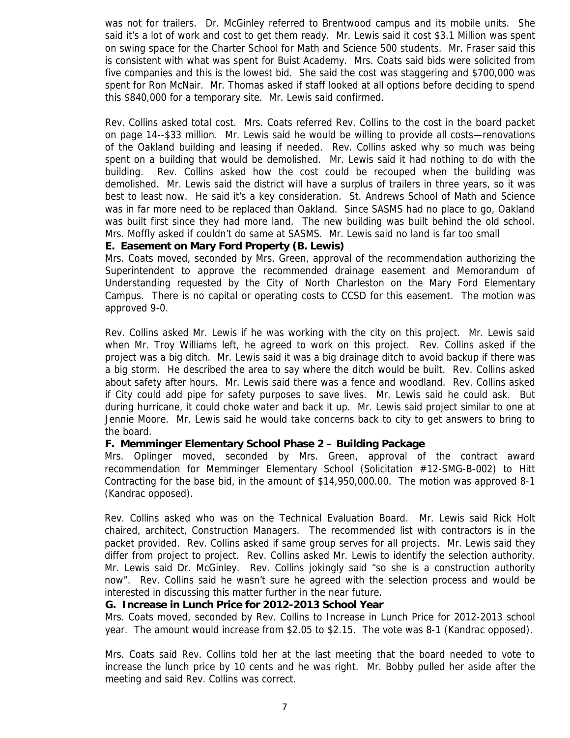was not for trailers. Dr. McGinley referred to Brentwood campus and its mobile units. She said it's a lot of work and cost to get them ready. Mr. Lewis said it cost $3.1 Million was spent on swing space for the Charter School for Math and Science 500 students. Mr. Fraser said this is consistent with what was spent for Buist Academy. Mrs. Coats said bids were solicited from five companies and this is the lowest bid. She said the cost was staggering and $700,000 was spent for Ron McNair. Mr. Thomas asked if staff looked at all options before deciding to spend this $840,000 for a temporary site. Mr. Lewis said confirmed.

Rev. Collins asked total cost. Mrs. Coats referred Rev. Collins to the cost in the board packet on page 14--$33 million. Mr. Lewis said he would be willing to provide all costs—renovations of the Oakland building and leasing if needed. Rev. Collins asked why so much was being spent on a building that would be demolished. Mr. Lewis said it had nothing to do with the building. Rev. Collins asked how the cost could be recouped when the building was demolished. Mr. Lewis said the district will have a surplus of trailers in three years, so it was best to least now. He said it's a key consideration. St. Andrews School of Math and Science was in far more need to be replaced than Oakland. Since SASMS had no place to go, Oakland was built first since they had more land. The new building was built behind the old school. Mrs. Moffly asked if couldn't do same at SASMS. Mr. Lewis said no land is far too small

**E. Easement on Mary Ford Property (B. Lewis)**

Mrs. Coats moved, seconded by Mrs. Green, approval of the recommendation authorizing the Superintendent to approve the recommended drainage easement and Memorandum of Understanding requested by the City of North Charleston on the Mary Ford Elementary Campus. There is no capital or operating costs to CCSD for this easement. The motion was approved 9-0.

Rev. Collins asked Mr. Lewis if he was working with the city on this project. Mr. Lewis said when Mr. Troy Williams left, he agreed to work on this project. Rev. Collins asked if the project was a big ditch. Mr. Lewis said it was a big drainage ditch to avoid backup if there was a big storm. He described the area to say where the ditch would be built. Rev. Collins asked about safety after hours. Mr. Lewis said there was a fence and woodland. Rev. Collins asked if City could add pipe for safety purposes to save lives. Mr. Lewis said he could ask. But during hurricane, it could choke water and back it up. Mr. Lewis said project similar to one at Jennie Moore. Mr. Lewis said he would take concerns back to city to get answers to bring to the board.

**F. Memminger Elementary School Phase 2 – Building Package**

Mrs. Oplinger moved, seconded by Mrs. Green, approval of the contract award recommendation for Memminger Elementary School (Solicitation #12-SMG-B-002) to Hitt Contracting for the base bid, in the amount of $14,950,000.00. The motion was approved 8-1 (Kandrac opposed).

Rev. Collins asked who was on the Technical Evaluation Board. Mr. Lewis said Rick Holt chaired, architect, Construction Managers. The recommended list with contractors is in the packet provided. Rev. Collins asked if same group serves for all projects. Mr. Lewis said they differ from project to project. Rev. Collins asked Mr. Lewis to identify the selection authority. Mr. Lewis said Dr. McGinley. Rev. Collins jokingly said "so she is a construction authority now". Rev. Collins said he wasn't sure he agreed with the selection process and would be interested in discussing this matter further in the near future.

**G. Increase in Lunch Price for 2012-2013 School Year**

Mrs. Coats moved, seconded by Rev. Collins to Increase in Lunch Price for 2012-2013 school year. The amount would increase from $2.05 to $2.15. The vote was 8-1 (Kandrac opposed).

Mrs. Coats said Rev. Collins told her at the last meeting that the board needed to vote to increase the lunch price by 10 cents and he was right. Mr. Bobby pulled her aside after the meeting and said Rev. Collins was correct.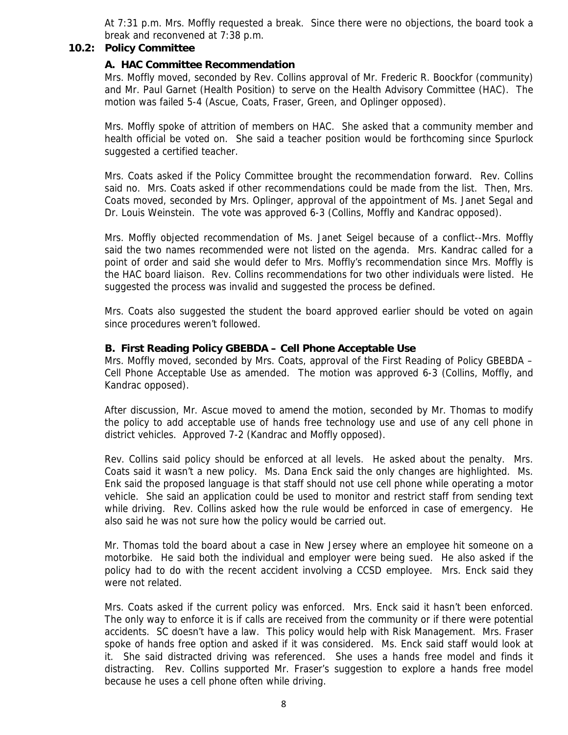At 7:31 p.m. Mrs. Moffly requested a break. Since there were no objections, the board took a break and reconvened at 7:38 p.m.

## 10.2: Policy Committee

### A. HAC Committee Recommendation

Mrs. Moffly moved, seconded by Rev. Collins approval of Mr. Frederic R. Boockfor (community) and Mr. Paul Garnet (Health Position) to serve on the Health Advisory Committee (HAC). The motion was failed 5-4 (Ascue, Coats, Fraser, Green, and Oplinger opposed).

Mrs. Moffly spoke of attrition of members on HAC. She asked that a community member and health official be voted on. She said a teacher position would be forthcoming since Spurlock suggested a certified teacher.

Mrs. Coats asked if the Policy Committee brought the recommendation forward. Rev. Collins said no. Mrs. Coats asked if other recommendations could be made from the list. Then, Mrs. Coats moved, seconded by Mrs. Oplinger, approval of the appointment of Ms. Janet Segal and Dr. Louis Weinstein. The vote was approved 6-3 (Collins, Moffly and Kandrac opposed).

Mrs. Moffly objected recommendation of Ms. Janet Seigel because of a conflict--Mrs. Moffly said the two names recommended were not listed on the agenda. Mrs. Kandrac called for a point of order and said she would defer to Mrs. Moffly's recommendation since Mrs. Moffly is the HAC board liaison. Rev. Collins recommendations for two other individuals were listed. He suggested the process was invalid and suggested the process be defined.

Mrs. Coats also suggested the student the board approved earlier should be voted on again since procedures weren't followed.

### B. First Reading Policy GBEBDA – Cell Phone Acceptable Use

Mrs. Moffly moved, seconded by Mrs. Coats, approval of the First Reading of Policy GBEBDA – Cell Phone Acceptable Use as amended. The motion was approved 6-3 (Collins, Moffly, and Kandrac opposed).

After discussion, Mr. Ascue moved to amend the motion, seconded by Mr. Thomas to modify the policy to add acceptable use of hands free technology use and use of any cell phone in district vehicles. Approved 7-2 (Kandrac and Moffly opposed).

Rev. Collins said policy should be enforced at all levels. He asked about the penalty. Mrs. Coats said it wasn't a new policy. Ms. Dana Enck said the only changes are highlighted. Ms. Enk said the proposed language is that staff should not use cell phone while operating a motor vehicle. She said an application could be used to monitor and restrict staff from sending text while driving. Rev. Collins asked how the rule would be enforced in case of emergency. He also said he was not sure how the policy would be carried out.

Mr. Thomas told the board about a case in New Jersey where an employee hit someone on a motorbike. He said both the individual and employer were being sued. He also asked if the policy had to do with the recent accident involving a CCSD employee. Mrs. Enck said they were not related.

Mrs. Coats asked if the current policy was enforced. Mrs. Enck said it hasn't been enforced. The only way to enforce it is if calls are received from the community or if there were potential accidents. SC doesn't have a law. This policy would help with Risk Management. Mrs. Fraser spoke of hands free option and asked if it was considered. Ms. Enck said staff would look at it. She said distracted driving was referenced. She uses a hands free model and finds it distracting. Rev. Collins supported Mr. Fraser's suggestion to explore a hands free model because he uses a cell phone often while driving.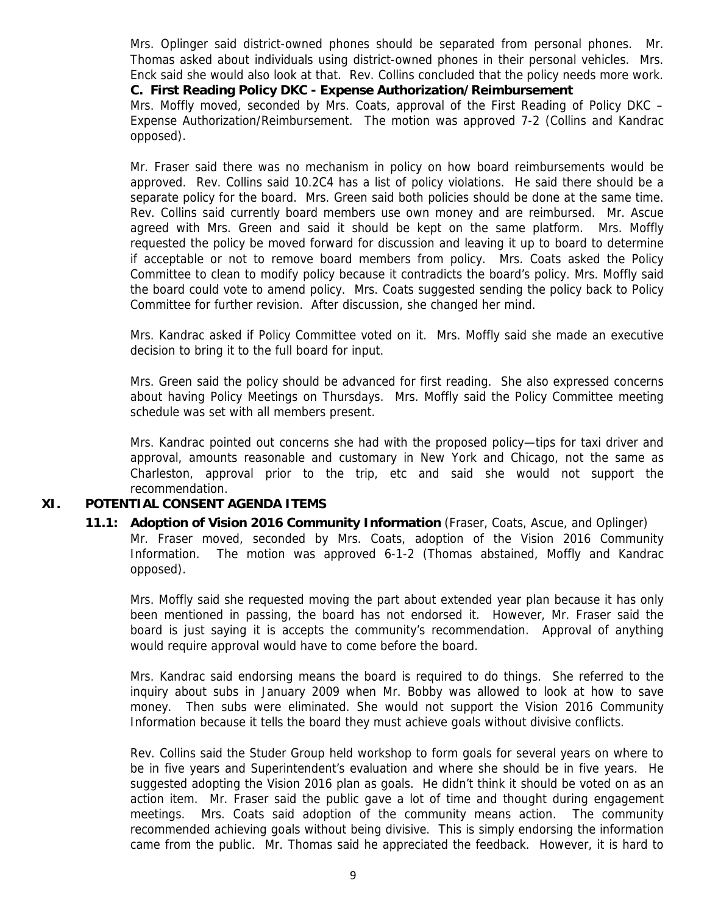Mrs. Oplinger said district-owned phones should be separated from personal phones. Mr. Thomas asked about individuals using district-owned phones in their personal vehicles. Mrs. Enck said she would also look at that. Rev. Collins concluded that the policy needs more work.

**C. First Reading Policy DKC - Expense Authorization/Reimbursement**

Mrs. Moffly moved, seconded by Mrs. Coats, approval of the First Reading of Policy DKC – Expense Authorization/Reimbursement. The motion was approved 7-2 (Collins and Kandrac opposed).

Mr. Fraser said there was no mechanism in policy on how board reimbursements would be approved. Rev. Collins said 10.2C4 has a list of policy violations. He said there should be a separate policy for the board. Mrs. Green said both policies should be done at the same time. Rev. Collins said currently board members use own money and are reimbursed. Mr. Ascue agreed with Mrs. Green and said it should be kept on the same platform. Mrs. Moffly requested the policy be moved forward for discussion and leaving it up to board to determine if acceptable or not to remove board members from policy. Mrs. Coats asked the Policy Committee to clean to modify policy because it contradicts the board's policy. Mrs. Moffly said the board could vote to amend policy. Mrs. Coats suggested sending the policy back to Policy Committee for further revision. After discussion, she changed her mind.

Mrs. Kandrac asked if Policy Committee voted on it. Mrs. Moffly said she made an executive decision to bring it to the full board for input.

Mrs. Green said the policy should be advanced for first reading. She also expressed concerns about having Policy Meetings on Thursdays. Mrs. Moffly said the Policy Committee meeting schedule was set with all members present.

Mrs. Kandrac pointed out concerns she had with the proposed policy—tips for taxi driver and approval, amounts reasonable and customary in New York and Chicago, not the same as Charleston, approval prior to the trip, etc and said she would not support the recommendation.

## XI. POTENTIAL CONSENT AGENDA ITEMS

**11.1: Adoption of Vision 2016 Community Information** (Fraser, Coats, Ascue, and Oplinger)

Mr. Fraser moved, seconded by Mrs. Coats, adoption of the Vision 2016 Community Information. The motion was approved 6-1-2 (Thomas abstained, Moffly and Kandrac opposed).

Mrs. Moffly said she requested moving the part about extended year plan because it has only been mentioned in passing, the board has not endorsed it. However, Mr. Fraser said the board is just saying it is accepts the community's recommendation. Approval of anything would require approval would have to come before the board.

Mrs. Kandrac said endorsing means the board is required to do things. She referred to the inquiry about subs in January 2009 when Mr. Bobby was allowed to look at how to save money. Then subs were eliminated. She would not support the Vision 2016 Community Information because it tells the board they must achieve goals without divisive conflicts.

Rev. Collins said the Studer Group held workshop to form goals for several years on where to be in five years and Superintendent's evaluation and where she should be in five years. He suggested adopting the Vision 2016 plan as goals. He didn't think it should be voted on as an action item. Mr. Fraser said the public gave a lot of time and thought during engagement meetings. Mrs. Coats said adoption of the community means action. The community recommended achieving goals without being divisive. This is simply endorsing the information came from the public. Mr. Thomas said he appreciated the feedback. However, it is hard to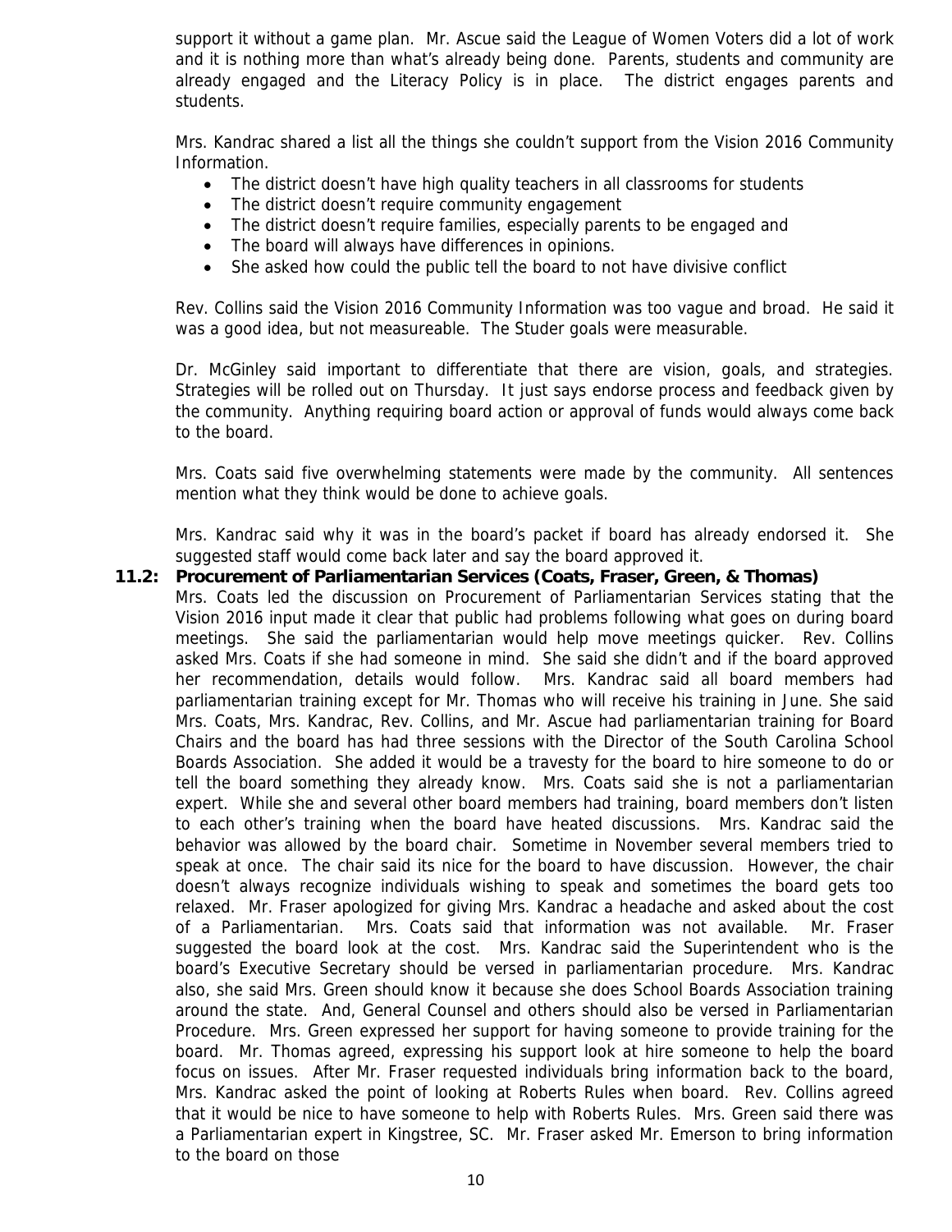support it without a game plan. Mr. Ascue said the League of Women Voters did a lot of work and it is nothing more than what's already being done. Parents, students and community are already engaged and the Literacy Policy is in place. The district engages parents and students.

Mrs. Kandrac shared a list all the things she couldn't support from the Vision 2016 Community Information.

- The district doesn't have high quality teachers in all classrooms for students
- The district doesn't require community engagement
- The district doesn't require families, especially parents to be engaged and
- The board will always have differences in opinions.
- She asked how could the public tell the board to not have divisive conflict

Rev. Collins said the Vision 2016 Community Information was too vague and broad. He said it was a good idea, but not measureable. The Studer goals were measurable.

Dr. McGinley said important to differentiate that there are vision, goals, and strategies. Strategies will be rolled out on Thursday. It just says endorse process and feedback given by the community. Anything requiring board action or approval of funds would always come back to the board.

Mrs. Coats said five overwhelming statements were made by the community. All sentences mention what they think would be done to achieve goals.

Mrs. Kandrac said why it was in the board's packet if board has already endorsed it. She suggested staff would come back later and say the board approved it.

**11.2: Procurement of Parliamentarian Services (Coats, Fraser, Green, & Thomas)**

Mrs. Coats led the discussion on Procurement of Parliamentarian Services stating that the Vision 2016 input made it clear that public had problems following what goes on during board meetings. She said the parliamentarian would help move meetings quicker. Rev. Collins asked Mrs. Coats if she had someone in mind. She said she didn't and if the board approved her recommendation, details would follow. Mrs. Kandrac said all board members had parliamentarian training except for Mr. Thomas who will receive his training in June. She said Mrs. Coats, Mrs. Kandrac, Rev. Collins, and Mr. Ascue had parliamentarian training for Board Chairs and the board has had three sessions with the Director of the South Carolina School Boards Association. She added it would be a travesty for the board to hire someone to do or tell the board something they already know. Mrs. Coats said she is not a parliamentarian expert. While she and several other board members had training, board members don't listen to each other's training when the board have heated discussions. Mrs. Kandrac said the behavior was allowed by the board chair. Sometime in November several members tried to speak at once. The chair said its nice for the board to have discussion. However, the chair doesn't always recognize individuals wishing to speak and sometimes the board gets too relaxed. Mr. Fraser apologized for giving Mrs. Kandrac a headache and asked about the cost of a Parliamentarian. Mrs. Coats said that information was not available. Mr. Fraser suggested the board look at the cost. Mrs. Kandrac said the Superintendent who is the board's Executive Secretary should be versed in parliamentarian procedure. Mrs. Kandrac also, she said Mrs. Green should know it because she does School Boards Association training around the state. And, General Counsel and others should also be versed in Parliamentarian Procedure. Mrs. Green expressed her support for having someone to provide training for the board. Mr. Thomas agreed, expressing his support look at hire someone to help the board focus on issues. After Mr. Fraser requested individuals bring information back to the board, Mrs. Kandrac asked the point of looking at Roberts Rules when board. Rev. Collins agreed that it would be nice to have someone to help with Roberts Rules. Mrs. Green said there was a Parliamentarian expert in Kingstree, SC. Mr. Fraser asked Mr. Emerson to bring information to the board on those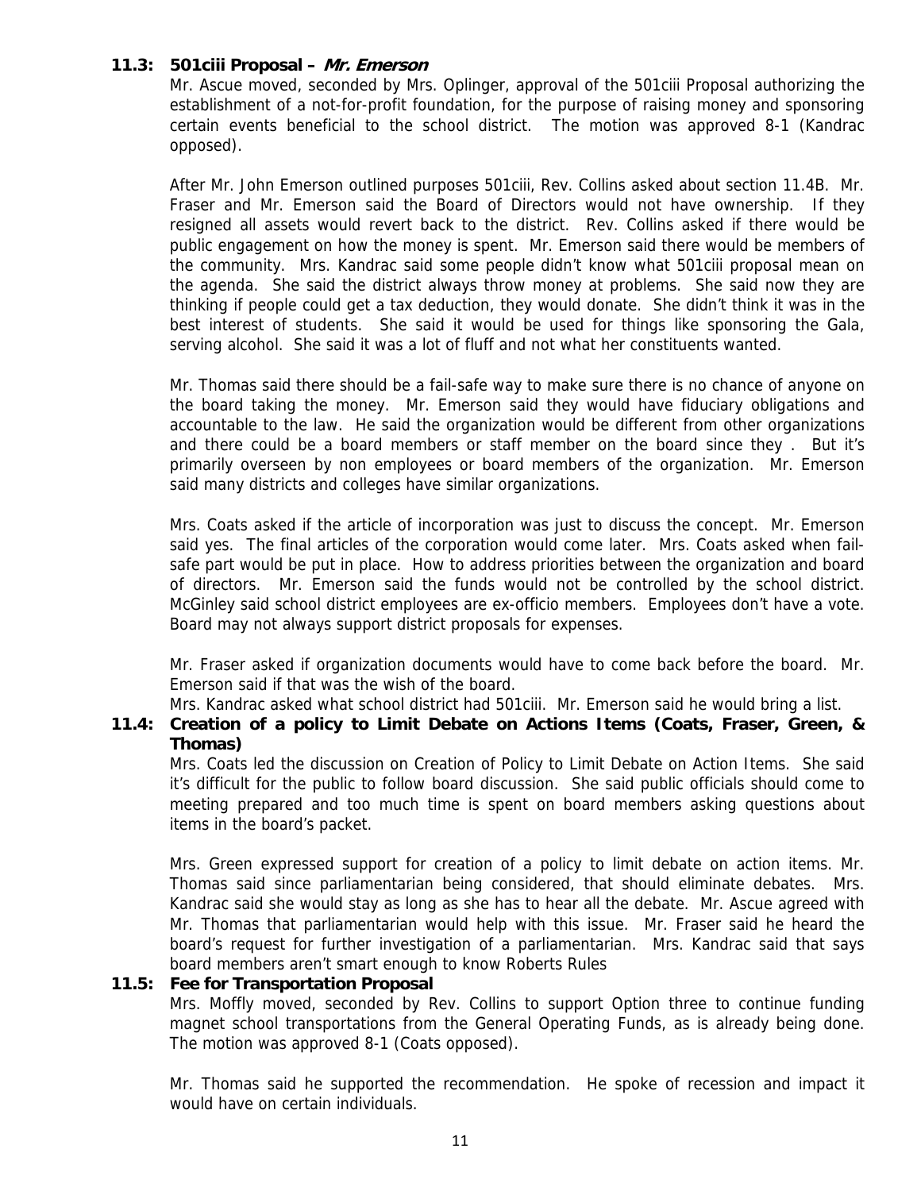### 11.3: 501ciii Proposal – *Mr. Emerson*

Mr. Ascue moved, seconded by Mrs. Oplinger, approval of the 501ciii Proposal authorizing the establishment of a not-for-profit foundation, for the purpose of raising money and sponsoring certain events beneficial to the school district. The motion was approved 8-1 (Kandrac opposed).

After Mr. John Emerson outlined purposes 501ciii, Rev. Collins asked about section 11.4B. Mr. Fraser and Mr. Emerson said the Board of Directors would not have ownership. If they resigned all assets would revert back to the district. Rev. Collins asked if there would be public engagement on how the money is spent. Mr. Emerson said there would be members of the community. Mrs. Kandrac said some people didn't know what 501ciii proposal mean on the agenda. She said the district always throw money at problems. She said now they are thinking if people could get a tax deduction, they would donate. She didn't think it was in the best interest of students. She said it would be used for things like sponsoring the Gala, serving alcohol. She said it was a lot of fluff and not what her constituents wanted.

Mr. Thomas said there should be a fail-safe way to make sure there is no chance of anyone on the board taking the money. Mr. Emerson said they would have fiduciary obligations and accountable to the law. He said the organization would be different from other organizations and there could be a board members or staff member on the board since they . But it's primarily overseen by non employees or board members of the organization. Mr. Emerson said many districts and colleges have similar organizations.

Mrs. Coats asked if the article of incorporation was just to discuss the concept. Mr. Emerson said yes. The final articles of the corporation would come later. Mrs. Coats asked when fail-safe part would be put in place. How to address priorities between the organization and board of directors. Mr. Emerson said the funds would not be controlled by the school district. McGinley said school district employees are ex-officio members. Employees don't have a vote. Board may not always support district proposals for expenses.

Mr. Fraser asked if organization documents would have to come back before the board. Mr. Emerson said if that was the wish of the board.

Mrs. Kandrac asked what school district had 501ciii. Mr. Emerson said he would bring a list.

### 11.4: Creation of a policy to Limit Debate on Actions Items (Coats, Fraser, Green, & Thomas)

Mrs. Coats led the discussion on Creation of Policy to Limit Debate on Action Items. She said it's difficult for the public to follow board discussion. She said public officials should come to meeting prepared and too much time is spent on board members asking questions about items in the board's packet.

Mrs. Green expressed support for creation of a policy to limit debate on action items. Mr. Thomas said since parliamentarian being considered, that should eliminate debates. Mrs. Kandrac said she would stay as long as she has to hear all the debate. Mr. Ascue agreed with Mr. Thomas that parliamentarian would help with this issue. Mr. Fraser said he heard the board's request for further investigation of a parliamentarian. Mrs. Kandrac said that says board members aren't smart enough to know Roberts Rules

### 11.5: Fee for Transportation Proposal

Mrs. Moffly moved, seconded by Rev. Collins to support Option three to continue funding magnet school transportations from the General Operating Funds, as is already being done. The motion was approved 8-1 (Coats opposed).

Mr. Thomas said he supported the recommendation. He spoke of recession and impact it would have on certain individuals.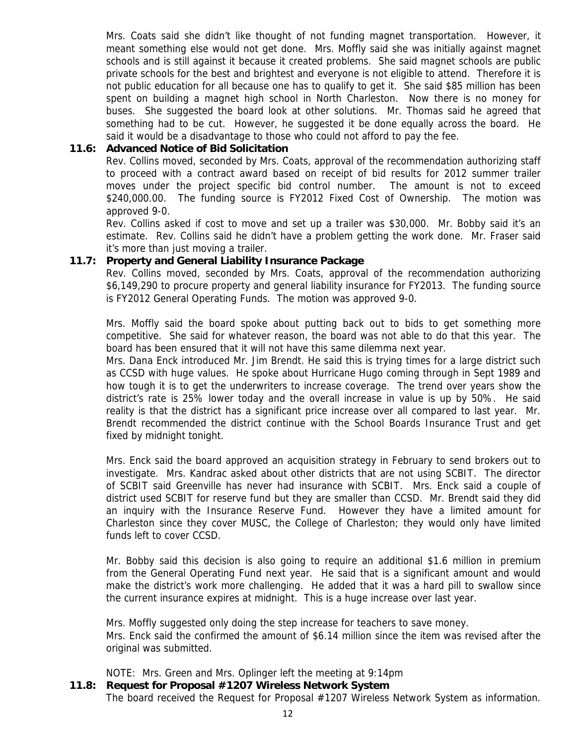Mrs. Coats said she didn't like thought of not funding magnet transportation. However, it meant something else would not get done. Mrs. Moffly said she was initially against magnet schools and is still against it because it created problems. She said magnet schools are public private schools for the best and brightest and everyone is not eligible to attend. Therefore it is not public education for all because one has to qualify to get it. She said $85 million has been spent on building a magnet high school in North Charleston. Now there is no money for buses. She suggested the board look at other solutions. Mr. Thomas said he agreed that something had to be cut. However, he suggested it be done equally across the board. He said it would be a disadvantage to those who could not afford to pay the fee.

**11.6: Advanced Notice of Bid Solicitation**

Rev. Collins moved, seconded by Mrs. Coats, approval of the recommendation authorizing staff to proceed with a contract award based on receipt of bid results for 2012 summer trailer moves under the project specific bid control number. The amount is not to exceed $240,000.00. The funding source is FY2012 Fixed Cost of Ownership. The motion was approved 9-0.

Rev. Collins asked if cost to move and set up a trailer was $30,000. Mr. Bobby said it's an estimate. Rev. Collins said he didn't have a problem getting the work done. Mr. Fraser said it's more than just moving a trailer.

**11.7: Property and General Liability Insurance Package**

Rev. Collins moved, seconded by Mrs. Coats, approval of the recommendation authorizing $6,149,290 to procure property and general liability insurance for FY2013. The funding source is FY2012 General Operating Funds. The motion was approved 9-0.

Mrs. Moffly said the board spoke about putting back out to bids to get something more competitive. She said for whatever reason, the board was not able to do that this year. The board has been ensured that it will not have this same dilemma next year.

Mrs. Dana Enck introduced Mr. Jim Brendt. He said this is trying times for a large district such as CCSD with huge values. He spoke about Hurricane Hugo coming through in Sept 1989 and how tough it is to get the underwriters to increase coverage. The trend over years show the district's rate is 25% lower today and the overall increase in value is up by 50%. He said reality is that the district has a significant price increase over all compared to last year. Mr. Brendt recommended the district continue with the School Boards Insurance Trust and get fixed by midnight tonight.

Mrs. Enck said the board approved an acquisition strategy in February to send brokers out to investigate. Mrs. Kandrac asked about other districts that are not using SCBIT. The director of SCBIT said Greenville has never had insurance with SCBIT. Mrs. Enck said a couple of district used SCBIT for reserve fund but they are smaller than CCSD. Mr. Brendt said they did an inquiry with the Insurance Reserve Fund. However they have a limited amount for Charleston since they cover MUSC, the College of Charleston; they would only have limited funds left to cover CCSD.

Mr. Bobby said this decision is also going to require an additional $1.6 million in premium from the General Operating Fund next year. He said that is a significant amount and would make the district's work more challenging. He added that it was a hard pill to swallow since the current insurance expires at midnight. This is a huge increase over last year.

Mrs. Moffly suggested only doing the step increase for teachers to save money.
Mrs. Enck said the confirmed the amount of $6.14 million since the item was revised after the original was submitted.

NOTE: Mrs. Green and Mrs. Oplinger left the meeting at 9:14pm

**11.8: Request for Proposal #1207 Wireless Network System**

The board received the Request for Proposal #1207 Wireless Network System as information.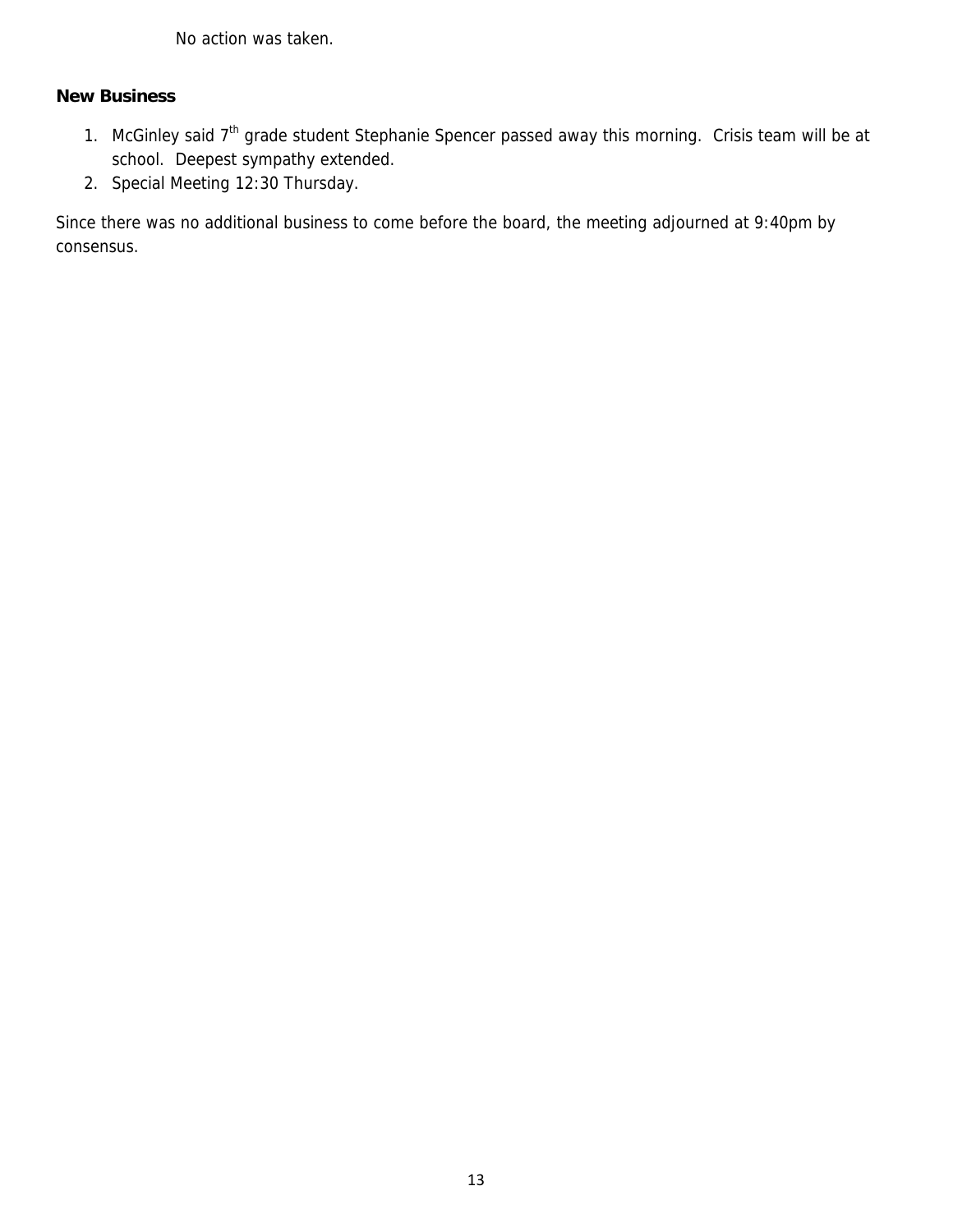No action was taken.

**New Business**

1. McGinley said 7th grade student Stephanie Spencer passed away this morning.  Crisis team will be at school.  Deepest sympathy extended.
2. Special Meeting 12:30 Thursday.

Since there was no additional business to come before the board, the meeting adjourned at 9:40pm by consensus.